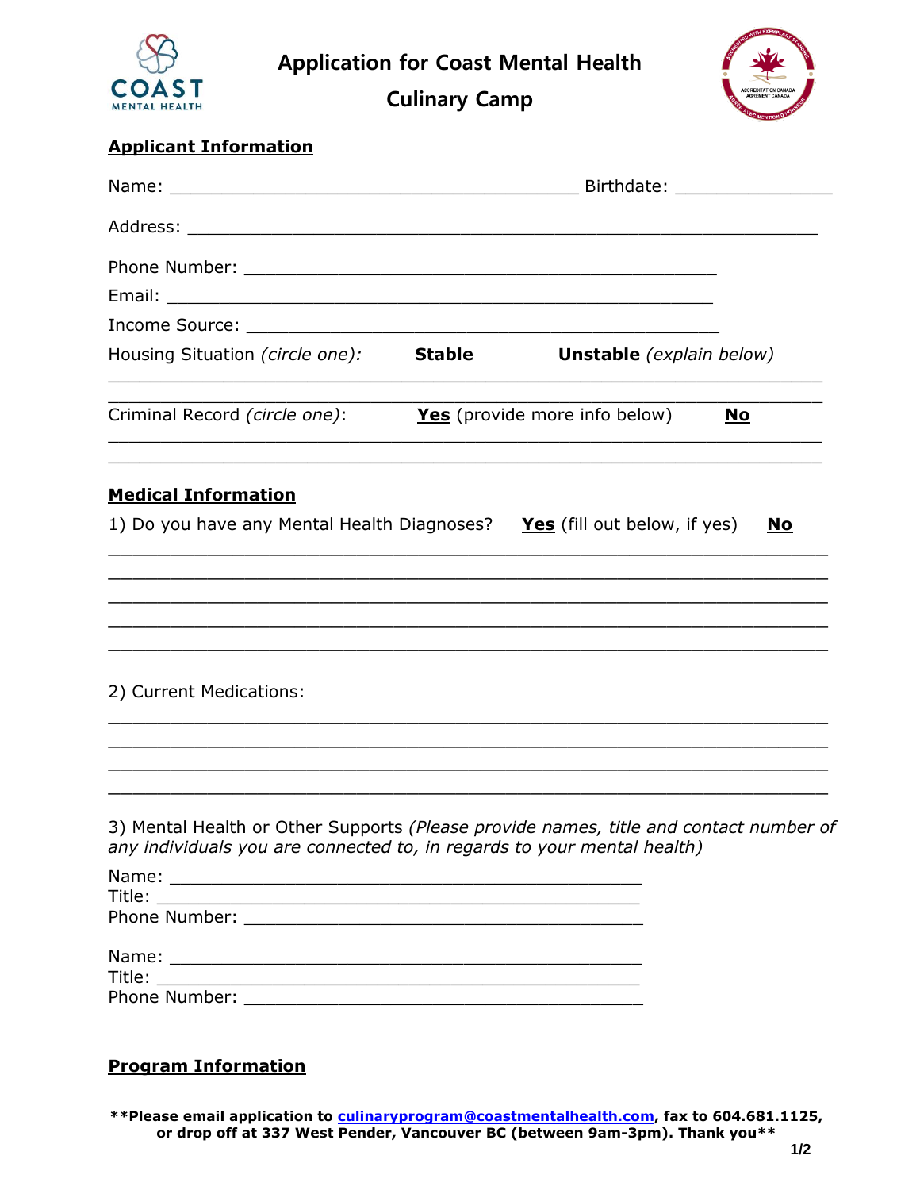# Application for Coast Mental Health Culinary Camp

## Applicant Information

Name: ________________________________________ Birthdate: _______________

Address: ____________________________________________________________

Phone Number: ______________________________________________

Email: _____________________________________________________

Income Source: _____________________________________________

Housing Situation *(circle one)*: **Stable** **Unstable** *(explain below)*

_____________________________________________________________________

_____________________________________________________________________

Criminal Record *(circle one)*: **Yes** (provide more info below) **No**

_____________________________________________________________________

_____________________________________________________________________

## Medical Information

1) Do you have any Mental Health Diagnoses? **Yes** (fill out below, if yes) **No**

_____________________________________________________________________

_____________________________________________________________________

_____________________________________________________________________

_____________________________________________________________________

_____________________________________________________________________

2) Current Medications:

_____________________________________________________________________

_____________________________________________________________________

_____________________________________________________________________

_____________________________________________________________________

3) Mental Health or Other Supports *(Please provide names, title and contact number of any individuals you are connected to, in regards to your mental health)*

Name: ______________________________________________
Title: ______________________________________________
Phone Number: _______________________________________

Name: ______________________________________________
Title: ______________________________________________
Phone Number: _______________________________________

## Program Information

**\*\*Please email application to culinaryprogram@coastmentalhealth.com, fax to 604.681.1125, or drop off at 337 West Pender, Vancouver BC (between 9am-3pm). Thank you\*\***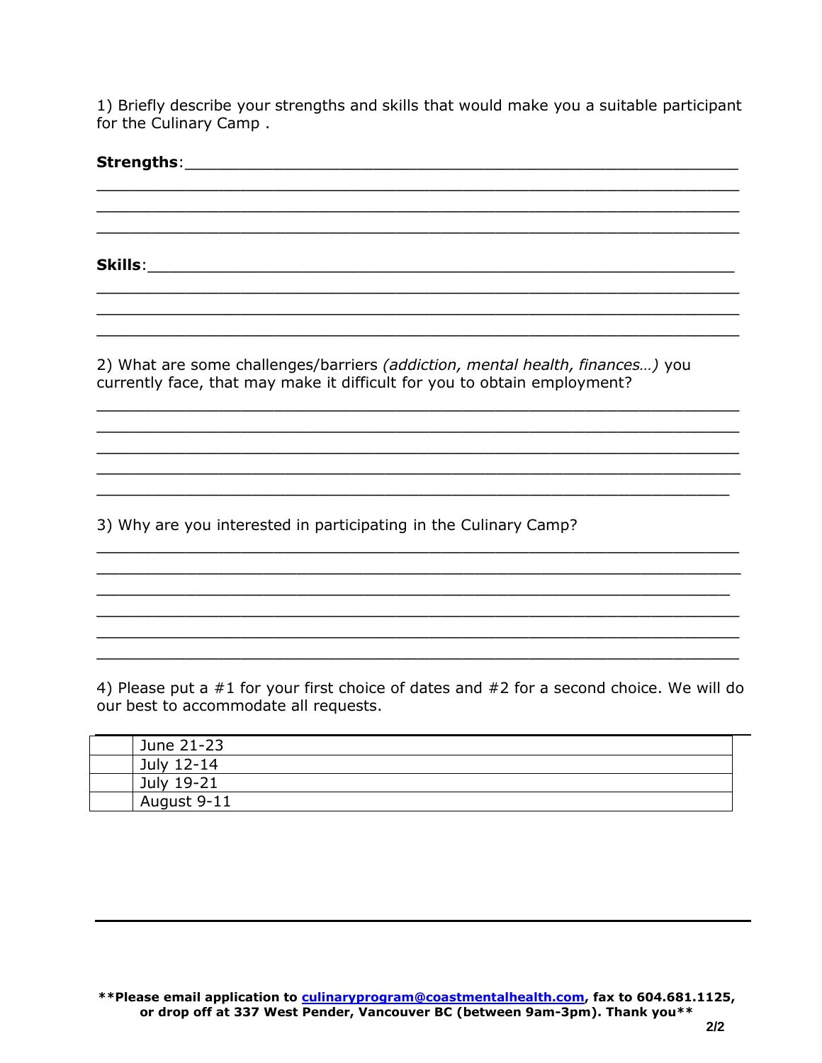1) Briefly describe your strengths and skills that would make you a suitable participant for the Culinary Camp .

**Strengths**:\_\_\_\_\_\_\_\_\_\_\_\_\_\_\_\_\_\_\_\_\_\_\_\_\_\_\_\_\_\_\_\_\_\_\_\_\_\_\_\_\_\_\_\_\_\_\_\_\_\_\_\_\_\_\_\_

\_\_\_\_\_\_\_\_\_\_\_\_\_\_\_\_\_\_\_\_\_\_\_\_\_\_\_\_\_\_\_\_\_\_\_\_\_\_\_\_\_\_\_\_\_\_\_\_\_\_\_\_\_\_\_\_\_\_\_\_\_\_\_\_\_\_

\_\_\_\_\_\_\_\_\_\_\_\_\_\_\_\_\_\_\_\_\_\_\_\_\_\_\_\_\_\_\_\_\_\_\_\_\_\_\_\_\_\_\_\_\_\_\_\_\_\_\_\_\_\_\_\_\_\_\_\_\_\_\_\_\_\_

\_\_\_\_\_\_\_\_\_\_\_\_\_\_\_\_\_\_\_\_\_\_\_\_\_\_\_\_\_\_\_\_\_\_\_\_\_\_\_\_\_\_\_\_\_\_\_\_\_\_\_\_\_\_\_\_\_\_\_\_\_\_\_\_\_\_

**Skills**:\_\_\_\_\_\_\_\_\_\_\_\_\_\_\_\_\_\_\_\_\_\_\_\_\_\_\_\_\_\_\_\_\_\_\_\_\_\_\_\_\_\_\_\_\_\_\_\_\_\_\_\_\_\_\_\_\_\_\_\_

\_\_\_\_\_\_\_\_\_\_\_\_\_\_\_\_\_\_\_\_\_\_\_\_\_\_\_\_\_\_\_\_\_\_\_\_\_\_\_\_\_\_\_\_\_\_\_\_\_\_\_\_\_\_\_\_\_\_\_\_\_\_\_\_\_\_

\_\_\_\_\_\_\_\_\_\_\_\_\_\_\_\_\_\_\_\_\_\_\_\_\_\_\_\_\_\_\_\_\_\_\_\_\_\_\_\_\_\_\_\_\_\_\_\_\_\_\_\_\_\_\_\_\_\_\_\_\_\_\_\_\_\_

\_\_\_\_\_\_\_\_\_\_\_\_\_\_\_\_\_\_\_\_\_\_\_\_\_\_\_\_\_\_\_\_\_\_\_\_\_\_\_\_\_\_\_\_\_\_\_\_\_\_\_\_\_\_\_\_\_\_\_\_\_\_\_\_\_\_

2) What are some challenges/barriers *(addiction, mental health, finances…)* you currently face, that may make it difficult for you to obtain employment?

\_\_\_\_\_\_\_\_\_\_\_\_\_\_\_\_\_\_\_\_\_\_\_\_\_\_\_\_\_\_\_\_\_\_\_\_\_\_\_\_\_\_\_\_\_\_\_\_\_\_\_\_\_\_\_\_\_\_\_\_\_\_\_\_\_\_

\_\_\_\_\_\_\_\_\_\_\_\_\_\_\_\_\_\_\_\_\_\_\_\_\_\_\_\_\_\_\_\_\_\_\_\_\_\_\_\_\_\_\_\_\_\_\_\_\_\_\_\_\_\_\_\_\_\_\_\_\_\_\_\_\_\_

\_\_\_\_\_\_\_\_\_\_\_\_\_\_\_\_\_\_\_\_\_\_\_\_\_\_\_\_\_\_\_\_\_\_\_\_\_\_\_\_\_\_\_\_\_\_\_\_\_\_\_\_\_\_\_\_\_\_\_\_\_\_\_\_\_\_

\_\_\_\_\_\_\_\_\_\_\_\_\_\_\_\_\_\_\_\_\_\_\_\_\_\_\_\_\_\_\_\_\_\_\_\_\_\_\_\_\_\_\_\_\_\_\_\_\_\_\_\_\_\_\_\_\_\_\_\_\_\_\_\_\_\_

\_\_\_\_\_\_\_\_\_\_\_\_\_\_\_\_\_\_\_\_\_\_\_\_\_\_\_\_\_\_\_\_\_\_\_\_\_\_\_\_\_\_\_\_\_\_\_\_\_\_\_\_\_\_\_\_\_\_\_\_\_\_\_\_\_

3) Why are you interested in participating in the Culinary Camp?

\_\_\_\_\_\_\_\_\_\_\_\_\_\_\_\_\_\_\_\_\_\_\_\_\_\_\_\_\_\_\_\_\_\_\_\_\_\_\_\_\_\_\_\_\_\_\_\_\_\_\_\_\_\_\_\_\_\_\_\_\_\_\_\_\_\_

\_\_\_\_\_\_\_\_\_\_\_\_\_\_\_\_\_\_\_\_\_\_\_\_\_\_\_\_\_\_\_\_\_\_\_\_\_\_\_\_\_\_\_\_\_\_\_\_\_\_\_\_\_\_\_\_\_\_\_\_\_\_\_\_\_\_

\_\_\_\_\_\_\_\_\_\_\_\_\_\_\_\_\_\_\_\_\_\_\_\_\_\_\_\_\_\_\_\_\_\_\_\_\_\_\_\_\_\_\_\_\_\_\_\_\_\_\_\_\_\_\_\_\_\_\_\_\_\_\_\_\_

\_\_\_\_\_\_\_\_\_\_\_\_\_\_\_\_\_\_\_\_\_\_\_\_\_\_\_\_\_\_\_\_\_\_\_\_\_\_\_\_\_\_\_\_\_\_\_\_\_\_\_\_\_\_\_\_\_\_\_\_\_\_\_\_\_\_

\_\_\_\_\_\_\_\_\_\_\_\_\_\_\_\_\_\_\_\_\_\_\_\_\_\_\_\_\_\_\_\_\_\_\_\_\_\_\_\_\_\_\_\_\_\_\_\_\_\_\_\_\_\_\_\_\_\_\_\_\_\_\_\_\_\_

\_\_\_\_\_\_\_\_\_\_\_\_\_\_\_\_\_\_\_\_\_\_\_\_\_\_\_\_\_\_\_\_\_\_\_\_\_\_\_\_\_\_\_\_\_\_\_\_\_\_\_\_\_\_\_\_\_\_\_\_\_\_\_\_\_\_

4) Please put a #1 for your first choice of dates and #2 for a second choice. We will do our best to accommodate all requests.

| | |
|---|---|
| | June 21-23 |
| | July 12-14 |
| | July 19-21 |
| | August 9-11 |

**\*\*Please email application to culinaryprogram@coastmentalhealth.com, fax to 604.681.1125, or drop off at 337 West Pender, Vancouver BC (between 9am-3pm). Thank you\*\***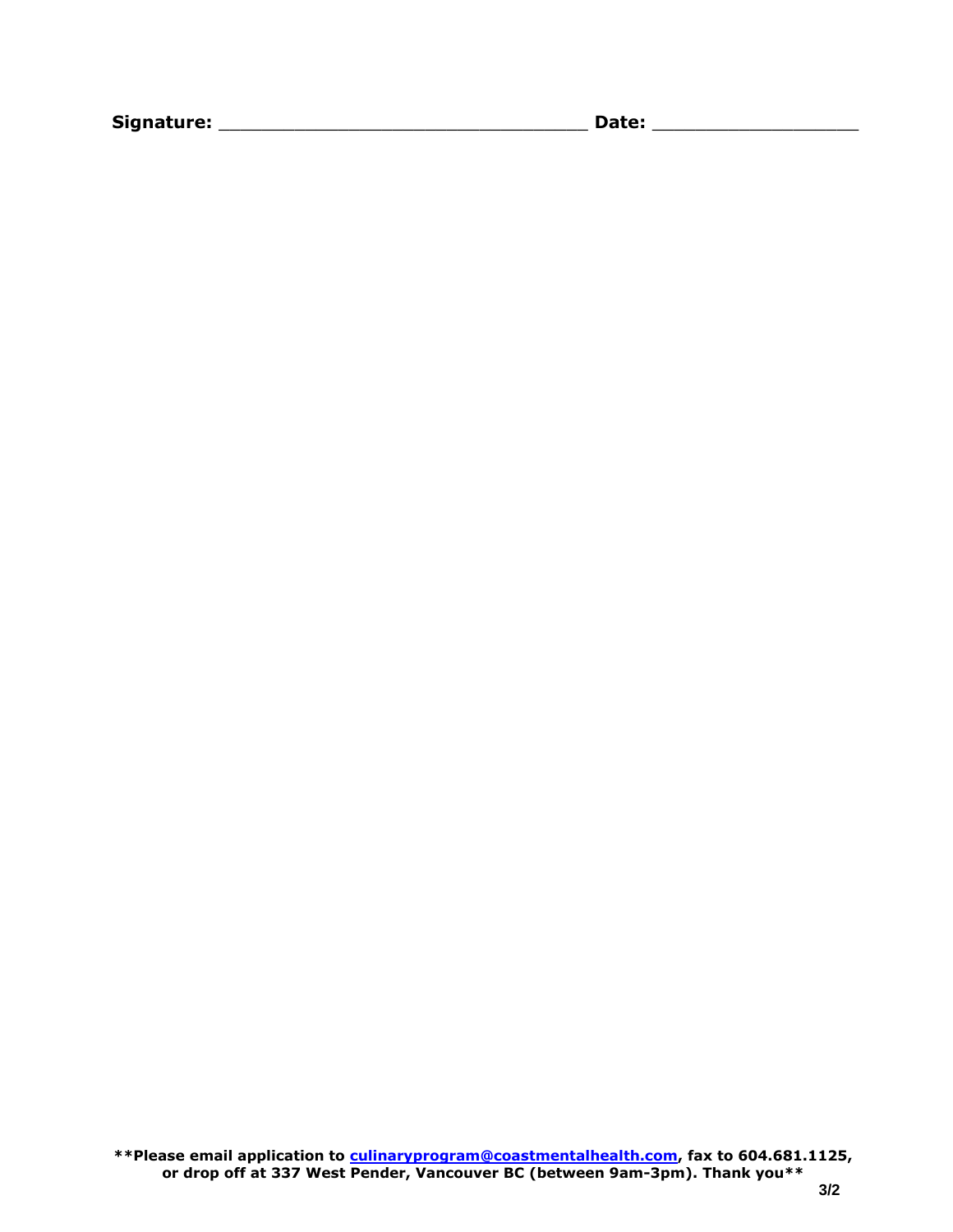**Signature:** ________________________________ **Date:** __________________

**\*\*Please email application to [culinaryprogram@coastmentalhealth.com](mailto:culinaryprogram@coastmentalhealth.com), fax to 604.681.1125, or drop off at 337 West Pender, Vancouver BC (between 9am-3pm). Thank you\*\***